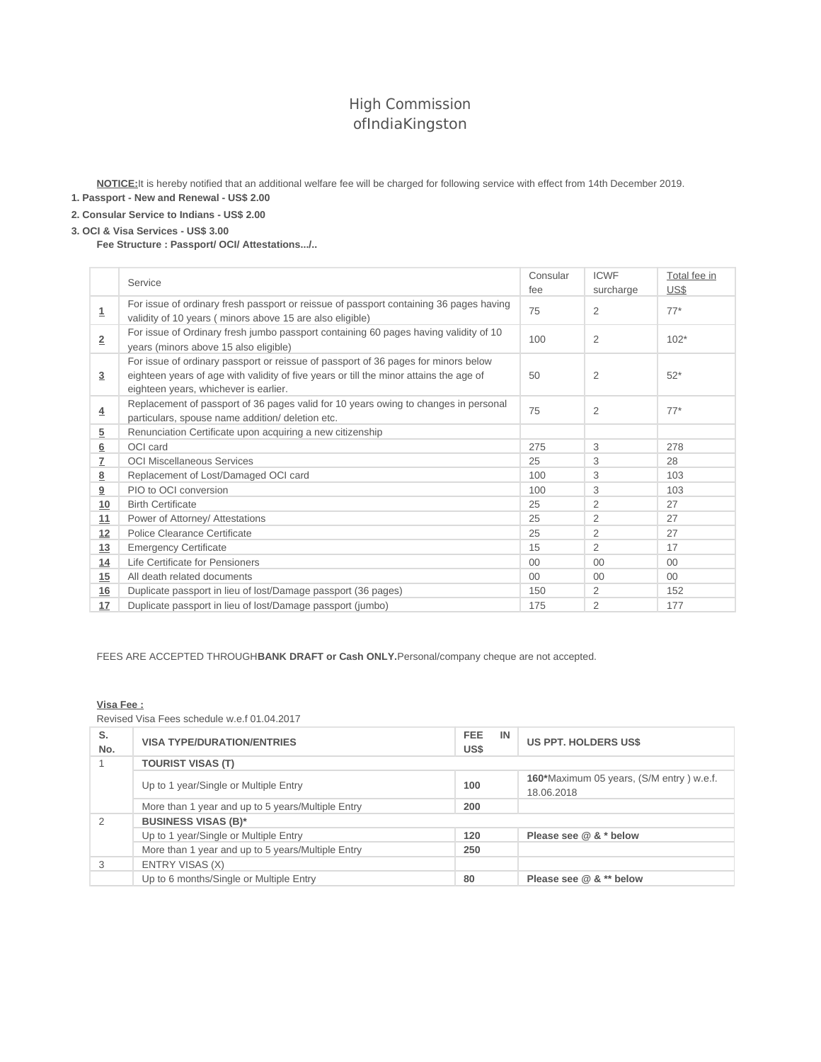# High Commission ofIndiaKingston

**NOTICE:**It is hereby notified that an additional welfare fee will be charged for following service with effect from 14th December 2019.

1. **Passport - New and Renewal - US$ 2.00**
2. **Consular Service to Indians - US$ 2.00**
3. **OCI & Visa Services - US$ 3.00**

**Fee Structure : Passport/ OCI/ Attestations.../..**

| | Service | Consular fee | ICWF surcharge | Total fee in US$ |
|---|---|---|---|---|
| 1 | For issue of ordinary fresh passport or reissue of passport containing 36 pages having validity of 10 years ( minors above 15 are also eligible) | 75 | 2 | 77* |
| 2 | For issue of Ordinary fresh jumbo passport containing 60 pages having validity of 10 years (minors above 15 also eligible) | 100 | 2 | 102* |
| 3 | For issue of ordinary passport or reissue of passport of 36 pages for minors below eighteen years of age with validity of five years or till the minor attains the age of eighteen years, whichever is earlier. | 50 | 2 | 52* |
| 4 | Replacement of passport of 36 pages valid for 10 years owing to changes in personal particulars, spouse name addition/ deletion etc. | 75 | 2 | 77* |
| 5 | Renunciation Certificate upon acquiring a new citizenship | | | |
| 6 | OCI card | 275 | 3 | 278 |
| 7 | OCI Miscellaneous Services | 25 | 3 | 28 |
| 8 | Replacement of Lost/Damaged OCI card | 100 | 3 | 103 |
| 9 | PIO to OCI conversion | 100 | 3 | 103 |
| 10 | Birth Certificate | 25 | 2 | 27 |
| 11 | Power of Attorney/ Attestations | 25 | 2 | 27 |
| 12 | Police Clearance Certificate | 25 | 2 | 27 |
| 13 | Emergency Certificate | 15 | 2 | 17 |
| 14 | Life Certificate for Pensioners | 00 | 00 | 00 |
| 15 | All death related documents | 00 | 00 | 00 |
| 16 | Duplicate passport in lieu of lost/Damage passport (36 pages) | 150 | 2 | 152 |
| 17 | Duplicate passport in lieu of lost/Damage passport (jumbo) | 175 | 2 | 177 |

FEES ARE ACCEPTED THROUGH**BANK DRAFT or Cash ONLY.**Personal/company cheque are not accepted.

**Visa Fee :**

Revised Visa Fees schedule w.e.f 01.04.2017

| S. No. | VISA TYPE/DURATION/ENTRIES | FEE IN US$ | US PPT. HOLDERS US$ |
|---|---|---|---|
| 1 | **TOURIST VISAS (T)** | | |
| | Up to 1 year/Single or Multiple Entry | **100** | **160***Maximum 05 years, (S/M entry ) w.e.f. 18.06.2018 |
| | More than 1 year and up to 5 years/Multiple Entry | **200** | |
| 2 | **BUSINESS VISAS (B)*** | | |
| | Up to 1 year/Single or Multiple Entry | **120** | **Please see @ & * below** |
| | More than 1 year and up to 5 years/Multiple Entry | **250** | |
| 3 | ENTRY VISAS (X) | | |
| | Up to 6 months/Single or Multiple Entry | **80** | **Please see @ & ** below** |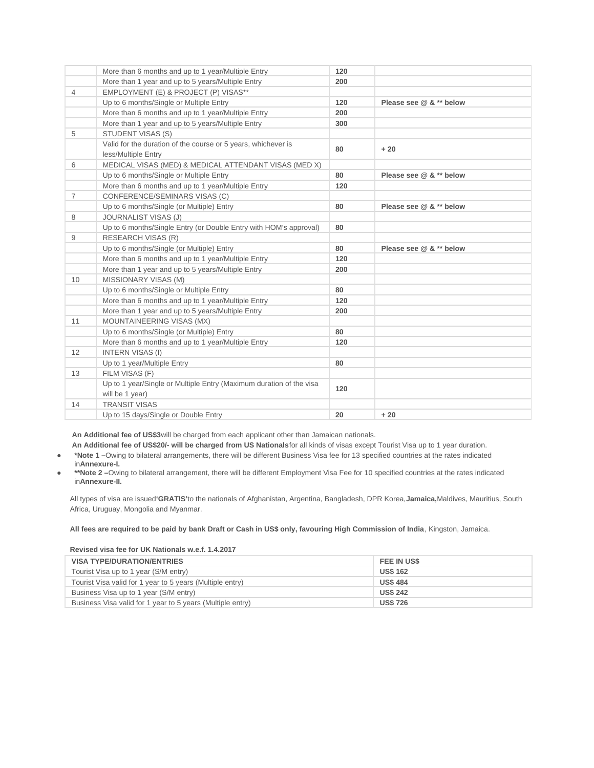| | | | |
|---|---|---|---|
| | More than 6 months and up to 1 year/Multiple Entry | **120** | |
| | More than 1 year and up to 5 years/Multiple Entry | **200** | |
| 4 | EMPLOYMENT (E) & PROJECT (P) VISAS** | | |
| | Up to 6 months/Single or Multiple Entry | **120** | **Please see @ & ** below** |
| | More than 6 months and up to 1 year/Multiple Entry | **200** | |
| | More than 1 year and up to 5 years/Multiple Entry | **300** | |
| 5 | STUDENT VISAS (S) | | |
| | Valid for the duration of the course or 5 years, whichever is less/Multiple Entry | **80** | **+ 20** |
| 6 | MEDICAL VISAS (MED) & MEDICAL ATTENDANT VISAS (MED X) | | |
| | Up to 6 months/Single or Multiple Entry | **80** | **Please see @ & ** below** |
| | More than 6 months and up to 1 year/Multiple Entry | **120** | |
| 7 | CONFERENCE/SEMINARS VISAS (C) | | |
| | Up to 6 months/Single (or Multiple) Entry | **80** | **Please see @ & ** below** |
| 8 | JOURNALIST VISAS (J) | | |
| | Up to 6 months/Single Entry (or Double Entry with HOM's approval) | **80** | |
| 9 | RESEARCH VISAS (R) | | |
| | Up to 6 months/Single (or Multiple) Entry | **80** | **Please see @ & ** below** |
| | More than 6 months and up to 1 year/Multiple Entry | **120** | |
| | More than 1 year and up to 5 years/Multiple Entry | **200** | |
| 10 | MISSIONARY VISAS (M) | | |
| | Up to 6 months/Single or Multiple Entry | **80** | |
| | More than 6 months and up to 1 year/Multiple Entry | **120** | |
| | More than 1 year and up to 5 years/Multiple Entry | **200** | |
| 11 | MOUNTAINEERING VISAS (MX) | | |
| | Up to 6 months/Single (or Multiple) Entry | **80** | |
| | More than 6 months and up to 1 year/Multiple Entry | **120** | |
| 12 | INTERN VISAS (I) | | |
| | Up to 1 year/Multiple Entry | **80** | |
| 13 | FILM VISAS (F) | | |
| | Up to 1 year/Single or Multiple Entry (Maximum duration of the visa will be 1 year) | **120** | |
| 14 | TRANSIT VISAS | | |
| | Up to 15 days/Single or Double Entry | **20** | **+ 20** |

**An Additional fee of US$3**will be charged from each applicant other than Jamaican nationals.

**An Additional fee of US$20/- will be charged from US Nationals**for all kinds of visas except Tourist Visa up to 1 year duration.

- ***Note 1 –**Owing to bilateral arrangements, there will be different Business Visa fee for 13 specified countries at the rates indicated in**Annexure-I.**
- ****Note 2 –**Owing to bilateral arrangement, there will be different Employment Visa Fee for 10 specified countries at the rates indicated in**Annexure-II.**

All types of visa are issued**'GRATIS'**to the nationals of Afghanistan, Argentina, Bangladesh, DPR Korea,**Jamaica,**Maldives, Mauritius, South Africa, Uruguay, Mongolia and Myanmar.

**All fees are required to be paid by bank Draft or Cash in US$ only, favouring High Commission of India**, Kingston, Jamaica.

**Revised visa fee for UK Nationals w.e.f. 1.4.2017**

| VISA TYPE/DURATION/ENTRIES | FEE IN US$ |
|---|---|
| Tourist Visa up to 1 year (S/M entry) | **US$ 162** |
| Tourist Visa valid for 1 year to 5 years (Multiple entry) | **US$ 484** |
| Business Visa up to 1 year (S/M entry) | **US$ 242** |
| Business Visa valid for 1 year to 5 years (Multiple entry) | **US$ 726** |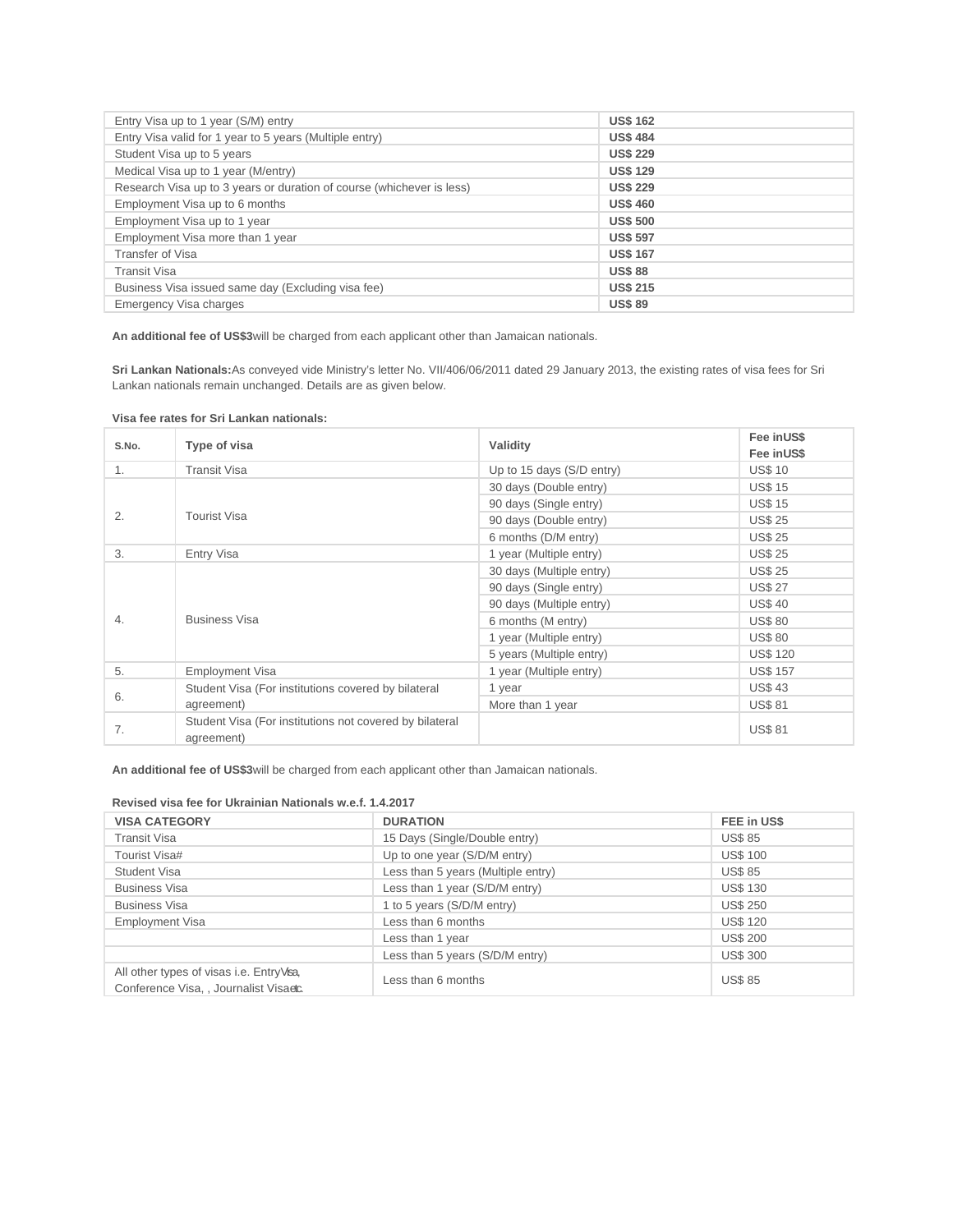| | |
|---|---|
| Entry Visa up to 1 year (S/M) entry | **US$ 162** |
| Entry Visa valid for 1 year to 5 years (Multiple entry) | **US$ 484** |
| Student Visa up to 5 years | **US$ 229** |
| Medical Visa up to 1 year (M/entry) | **US$ 129** |
| Research Visa up to 3 years or duration of course (whichever is less) | **US$ 229** |
| Employment Visa up to 6 months | **US$ 460** |
| Employment Visa up to 1 year | **US$ 500** |
| Employment Visa more than 1 year | **US$ 597** |
| Transfer of Visa | **US$ 167** |
| Transit Visa | **US$ 88** |
| Business Visa issued same day (Excluding visa fee) | **US$ 215** |
| Emergency Visa charges | **US$ 89** |

**An additional fee of US$3**will be charged from each applicant other than Jamaican nationals.

**Sri Lankan Nationals:**As conveyed vide Ministry's letter No. VII/406/06/2011 dated 29 January 2013, the existing rates of visa fees for Sri Lankan nationals remain unchanged. Details are as given below.

**Visa fee rates for Sri Lankan nationals:**

| S.No. | Type of visa | Validity | Fee inUS$ Fee inUS$ |
|---|---|---|---|
| 1. | Transit Visa | Up to 15 days (S/D entry) | US$ 10 |
| 2. | Tourist Visa | 30 days (Double entry) | US$ 15 |
| | | 90 days (Single entry) | US$ 15 |
| | | 90 days (Double entry) | US$ 25 |
| | | 6 months (D/M entry) | US$ 25 |
| 3. | Entry Visa | 1 year (Multiple entry) | US$ 25 |
| 4. | Business Visa | 30 days (Multiple entry) | US$ 25 |
| | | 90 days (Single entry) | US$ 27 |
| | | 90 days (Multiple entry) | US$ 40 |
| | | 6 months (M entry) | US$ 80 |
| | | 1 year (Multiple entry) | US$ 80 |
| | | 5 years (Multiple entry) | US$ 120 |
| 5. | Employment Visa | 1 year (Multiple entry) | US$ 157 |
| 6. | Student Visa (For institutions covered by bilateral agreement) | 1 year | US$ 43 |
| | | More than 1 year | US$ 81 |
| 7. | Student Visa (For institutions not covered by bilateral agreement) | | US$ 81 |

**An additional fee of US$3**will be charged from each applicant other than Jamaican nationals.

**Revised visa fee for Ukrainian Nationals w.e.f. 1.4.2017**

| VISA CATEGORY | DURATION | FEE in US$ |
|---|---|---|
| Transit Visa | 15 Days (Single/Double entry) | US$ 85 |
| Tourist Visa# | Up to one year (S/D/M entry) | US$ 100 |
| Student Visa | Less than 5 years (Multiple entry) | US$ 85 |
| Business Visa | Less than 1 year (S/D/M entry) | US$ 130 |
| Business Visa | 1 to 5 years (S/D/M entry) | US$ 250 |
| Employment Visa | Less than 6 months | US$ 120 |
| | Less than 1 year | US$ 200 |
| | Less than 5 years (S/D/M entry) | US$ 300 |
| All other types of visas i.e. EntryVisa, Conference Visa, , Journalist Visaetc. | Less than 6 months | US$ 85 |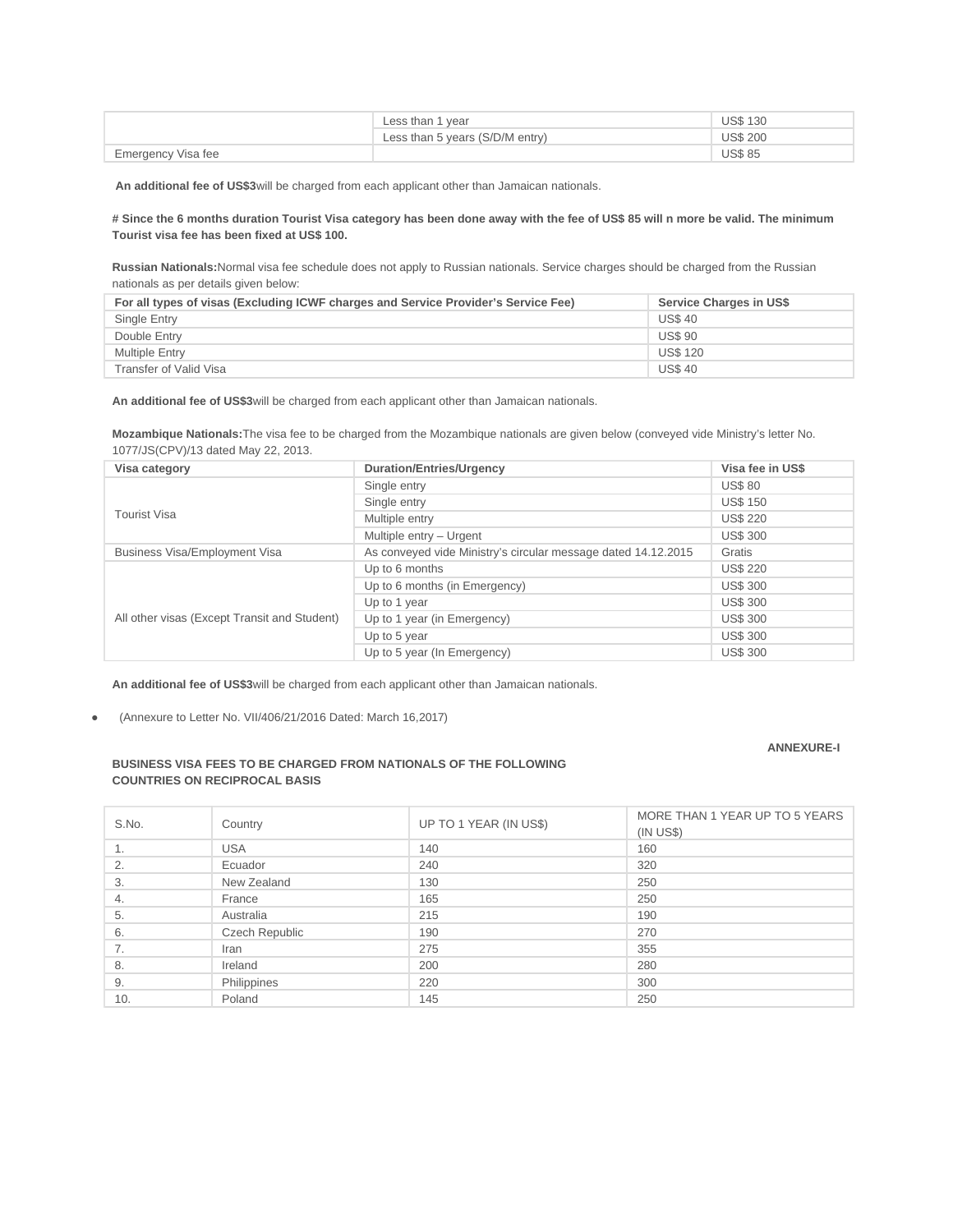| | | |
|---|---|---|
| | Less than 1 year | US$ 130 |
| | Less than 5 years (S/D/M entry) | US$ 200 |
| Emergency Visa fee | | US$ 85 |

**An additional fee of US$3**will be charged from each applicant other than Jamaican nationals.

**# Since the 6 months duration Tourist Visa category has been done away with the fee of US$ 85 will n more be valid. The minimum Tourist visa fee has been fixed at US$ 100.**

**Russian Nationals:**Normal visa fee schedule does not apply to Russian nationals. Service charges should be charged from the Russian nationals as per details given below:

| For all types of visas (Excluding ICWF charges and Service Provider's Service Fee) | Service Charges in US$ |
|---|---|
| Single Entry | US$ 40 |
| Double Entry | US$ 90 |
| Multiple Entry | US$ 120 |
| Transfer of Valid Visa | US$ 40 |

**An additional fee of US$3**will be charged from each applicant other than Jamaican nationals.

**Mozambique Nationals:**The visa fee to be charged from the Mozambique nationals are given below (conveyed vide Ministry's letter No. 1077/JS(CPV)/13 dated May 22, 2013.

| Visa category | Duration/Entries/Urgency | Visa fee in US$ |
|---|---|---|
| Tourist Visa | Single entry | US$ 80 |
| | Single entry | US$ 150 |
| | Multiple entry | US$ 220 |
| | Multiple entry – Urgent | US$ 300 |
| Business Visa/Employment Visa | As conveyed vide Ministry's circular message dated 14.12.2015 | Gratis |
| All other visas (Except Transit and Student) | Up to 6 months | US$ 220 |
| | Up to 6 months (in Emergency) | US$ 300 |
| | Up to 1 year | US$ 300 |
| | Up to 1 year (in Emergency) | US$ 300 |
| | Up to 5 year | US$ 300 |
| | Up to 5 year (In Emergency) | US$ 300 |

**An additional fee of US$3**will be charged from each applicant other than Jamaican nationals.

- (Annexure to Letter No. VII/406/21/2016 Dated: March 16,2017)

**ANNEXURE-I**

**BUSINESS VISA FEES TO BE CHARGED FROM NATIONALS OF THE FOLLOWING COUNTRIES ON RECIPROCAL BASIS**

| S.No. | Country | UP TO 1 YEAR (IN US$) | MORE THAN 1 YEAR UP TO 5 YEARS (IN US$) |
|---|---|---|---|
| 1. | USA | 140 | 160 |
| 2. | Ecuador | 240 | 320 |
| 3. | New Zealand | 130 | 250 |
| 4. | France | 165 | 250 |
| 5. | Australia | 215 | 190 |
| 6. | Czech Republic | 190 | 270 |
| 7. | Iran | 275 | 355 |
| 8. | Ireland | 200 | 280 |
| 9. | Philippines | 220 | 300 |
| 10. | Poland | 145 | 250 |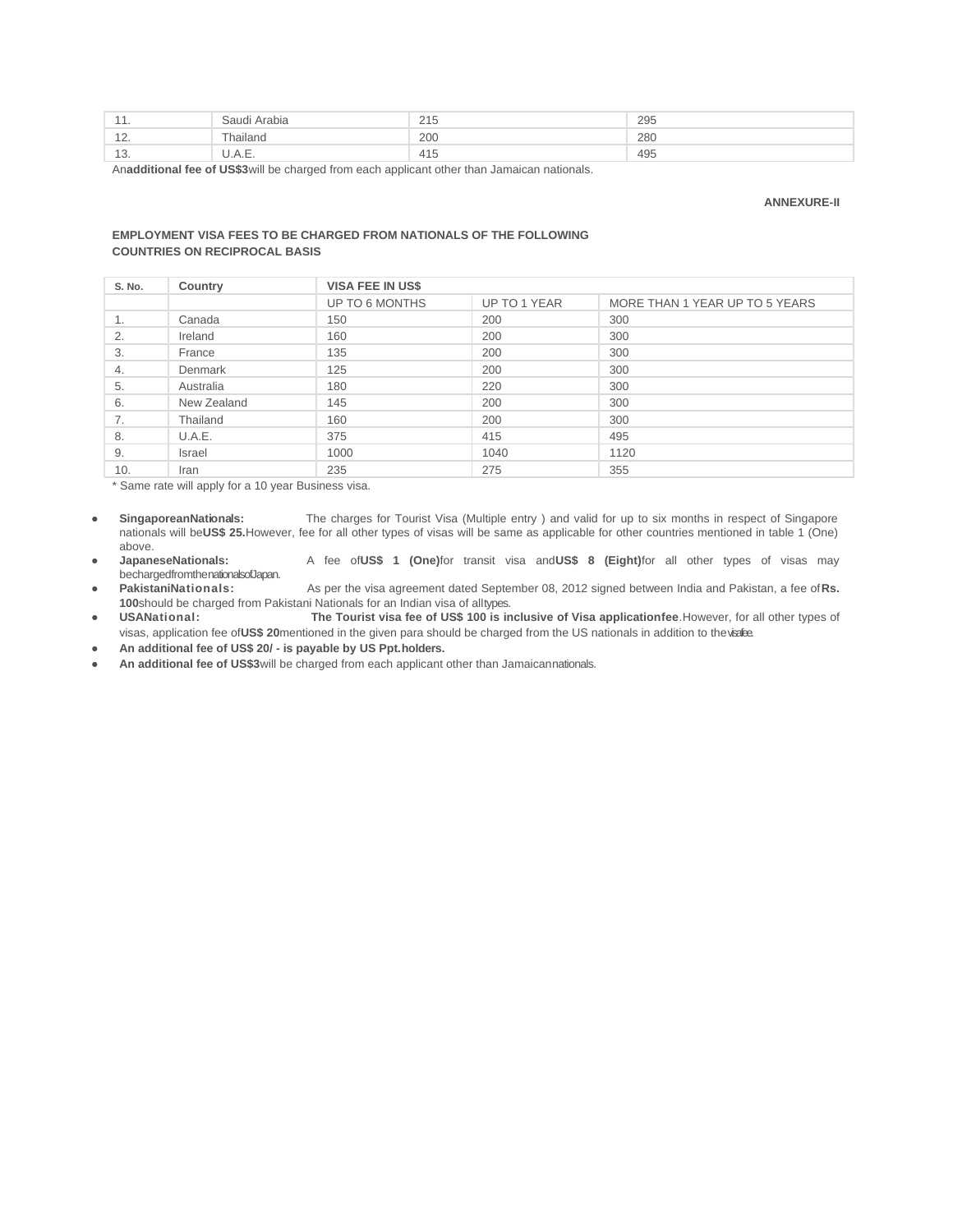| 11. | Saudi Arabia | 215 | 295 |
|---|---|---|---|
| 12. | Thailand | 200 | 280 |
| 13. | U.A.E. | 415 | 495 |

An **additional fee of US$3** will be charged from each applicant other than Jamaican nationals.

**ANNEXURE-II**

**EMPLOYMENT VISA FEES TO BE CHARGED FROM NATIONALS OF THE FOLLOWING COUNTRIES ON RECIPROCAL BASIS**

| S. No. | Country | VISA FEE IN US$ | | |
|---|---|---|---|---|
| | | UP TO 6 MONTHS | UP TO 1 YEAR | MORE THAN 1 YEAR UP TO 5 YEARS |
| 1. | Canada | 150 | 200 | 300 |
| 2. | Ireland | 160 | 200 | 300 |
| 3. | France | 135 | 200 | 300 |
| 4. | Denmark | 125 | 200 | 300 |
| 5. | Australia | 180 | 220 | 300 |
| 6. | New Zealand | 145 | 200 | 300 |
| 7. | Thailand | 160 | 200 | 300 |
| 8. | U.A.E. | 375 | 415 | 495 |
| 9. | Israel | 1000 | 1040 | 1120 |
| 10. | Iran | 235 | 275 | 355 |

* Same rate will apply for a 10 year Business visa.

- **Singaporean Nationals:** The charges for Tourist Visa (Multiple entry ) and valid for up to six months in respect of Singapore nationals will be **US$ 25.** However, fee for all other types of visas will be same as applicable for other countries mentioned in table 1 (One) above.
- **Japanese Nationals:** A fee of **US$ 1 (One)** for transit visa and **US$ 8 (Eight)** for all other types of visas may be charged from the nationals of Japan.
- **Pakistani Nationals:** As per the visa agreement dated September 08, 2012 signed between India and Pakistan, a fee of **Rs. 100** should be charged from Pakistani Nationals for an Indian visa of all types.
- **USA National:** **The Tourist visa fee of US$ 100 is inclusive of Visa application fee**. However, for all other types of visas, application fee of **US$ 20** mentioned in the given para should be charged from the US nationals in addition to the visa fee.
- **An additional fee of US$ 20/ - is payable by US Ppt. holders.**
- **An additional fee of US$3** will be charged from each applicant other than Jamaican nationals.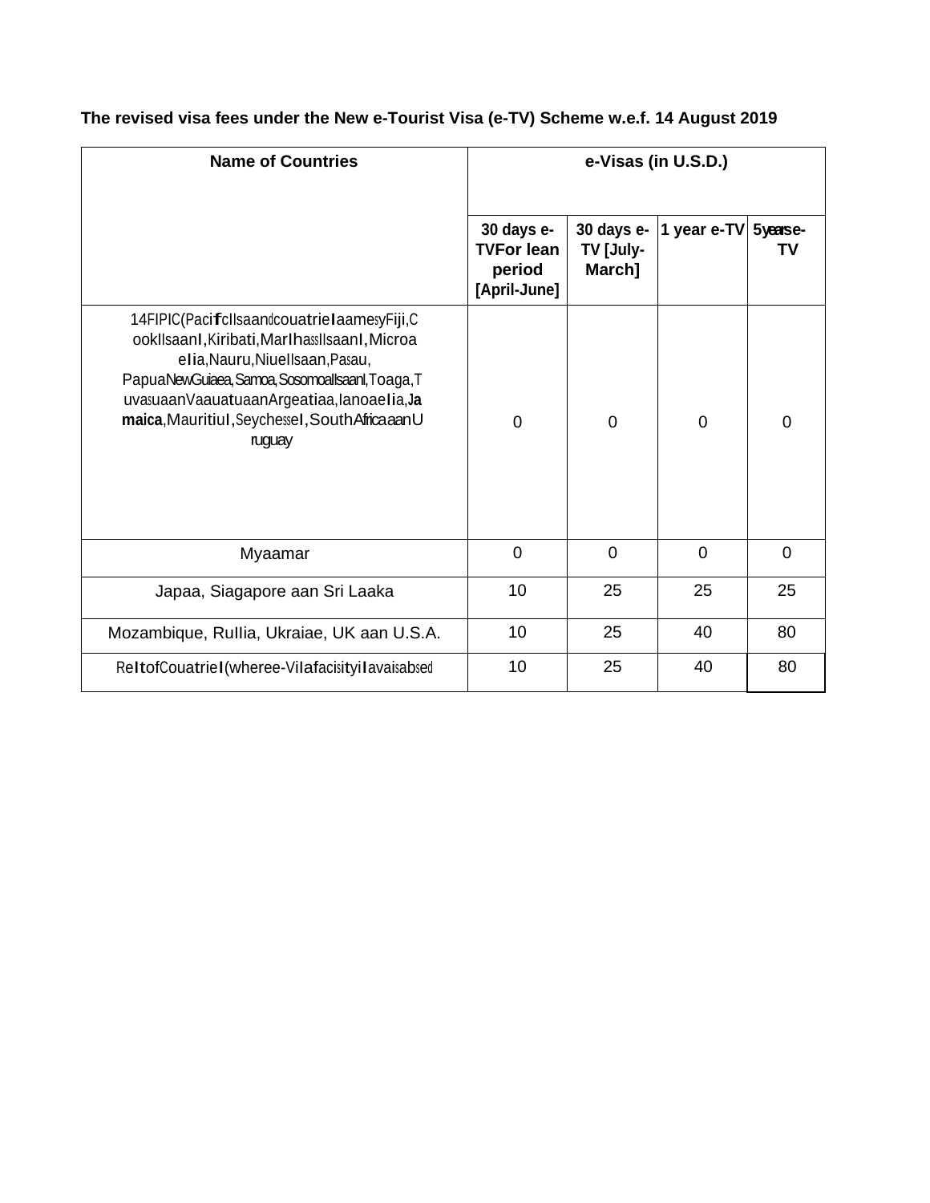**The revised visa fees under the New e-Tourist Visa (e-TV) Scheme w.e.f. 14 August 2019**

| Name of Countries | e-Visas (in U.S.D.) | | | |
|---|---|---|---|---|
| | 30 days e-TVFor lean period [April-June] | 30 days e-TV [July-March] | 1 year e-TV | 5yearse-TV |
| 14FIPIC(PacifcIIsaandcouatrieIaamesyFiji,CookIIsaanI,Kiribati,MarIhassIIsaanI,MicroaeIia,Nauru,NiueIIsaan,Pasau,PapuaNewGuiaea,Samoa,SosomoaIIsaanI,Toaga,TuvasuaanVaauatuaanArgeatiaa,IanoaeIia,Jamaica,MauritiuI,SeychesseI,SouthAfricaaanUruguay | 0 | 0 | 0 | 0 |
| Myaamar | 0 | 0 | 0 | 0 |
| Japaa, Siagapore aan Sri Laaka | 10 | 25 | 25 | 25 |
| Mozambique, RuIIia, Ukraiae, UK aan U.S.A. | 10 | 25 | 40 | 80 |
| ReItofCouatrieI(wheree-VilafacisityiIavaisabsed | 10 | 25 | 40 | 80 |